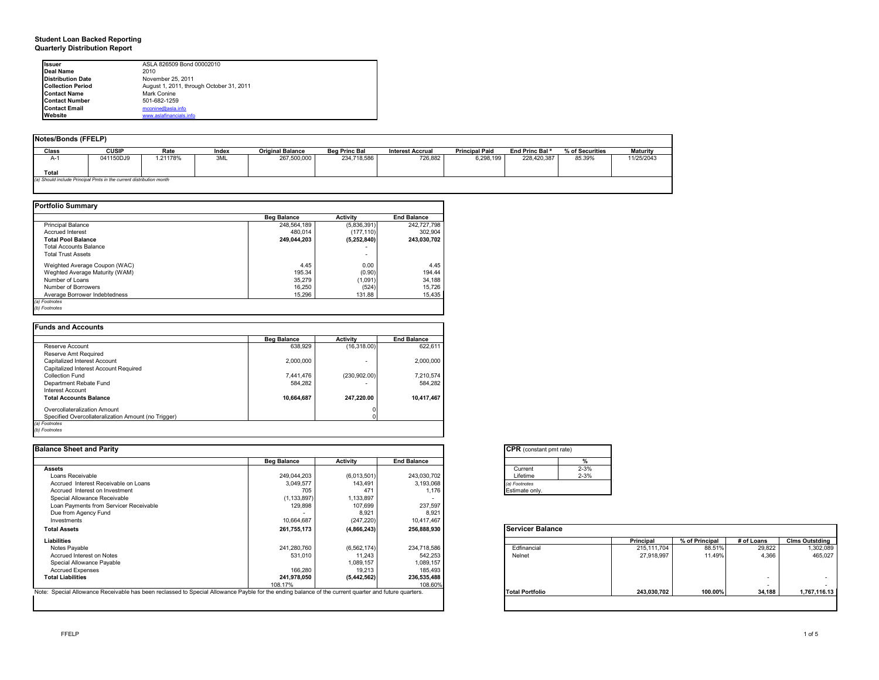**Student Loan Backed Reporting**
**Quarterly Distribution Report**

| | |
|---|---|
| **Issuer** | ASLA 826509 Bond 00002010 |
| **Deal Name** | 2010 |
| **Distribution Date** | November 25, 2011 |
| **Collection Period** | August 1, 2011, through October 31, 2011 |
| **Contact Name** | Mark Conine |
| **Contact Number** | 501-682-1259 |
| **Contact Email** | mconine@asla.info |
| **Website** | www.aslafinancials.info |

## Notes/Bonds (FFELP)

| Class | CUSIP | Rate | Index | Original Balance | Beg Princ Bal | Interest Accrual | Principal Paid | End Princ Bal [a] | % of Securities | Maturity |
|---|---|---|---|---|---|---|---|---|---|---|
| A-1 | 041150DJ9 | 1.21178% | 3ML | 267,500,000 | 234,718,586 | 726,882 | 6,298,199 | 228,420,387 | 85.39% | 11/25/2043 |
| **Total** | | | | | | | | | | |

*(a) Should include Principal Pmts in the current distribution month*

## Portfolio Summary

| | Beg Balance | Activity | End Balance |
|---|---|---|---|
| Principal Balance | 248,564,189 | (5,836,391) | 242,727,798 |
| Accrued Interest | 480,014 | (177,110) | 302,904 |
| **Total Pool Balance** | **249,044,203** | **(5,252,840)** | **243,030,702** |
| Total Accounts Balance | | - | |
| Total Trust Assets | | - | |
| Weighted Average Coupon (WAC) | 4.45 | 0.00 | 4.45 |
| Weghted Average Maturity (WAM) | 195.34 | (0.90) | 194.44 |
| Number of Loans | 35,279 | (1,091) | 34,188 |
| Number of Borrowers | 16,250 | (524) | 15,726 |
| Average Borrower Indebtedness | 15,296 | 131.88 | 15,435 |

*(a) Footnotes*
*(b) Footnotes*

## Funds and Accounts

| | Beg Balance | Activity | End Balance |
|---|---|---|---|
| Reserve Account | 638,929 | (16,318.00) | 622,611 |
| Reserve Amt Required | | | |
| Capitalized Interest Account | 2,000,000 | - | 2,000,000 |
| Capitalized Interest Account Required | | | |
| Collection Fund | 7,441,476 | (230,902.00) | 7,210,574 |
| Department Rebate Fund | 584,282 | - | 584,282 |
| Interest Account | | | |
| **Total Accounts Balance** | **10,664,687** | **247,220.00** | **10,417,467** |
| Overcollateralization Amount | | 0 | |
| Specified Overcollateralization Amount (no Trigger) | | 0 | |

*(a) Footnotes*
*(b) Footnotes*

## Balance Sheet and Parity

| | Beg Balance | Activity | End Balance |
|---|---|---|---|
| **Assets** | | | |
| Loans Receivable | 249,044,203 | (6,013,501) | 243,030,702 |
| Accrued Interest Receivable on Loans | 3,049,577 | 143,491 | 3,193,068 |
| Accrued Interest on Investment | 705 | 471 | 1,176 |
| Special Allowance Receivable | (1,133,897) | 1,133,897 | - |
| Loan Payments from Servicer Receivable | 129,898 | 107,699 | 237,597 |
| Due from Agency Fund | - | 8,921 | 8,921 |
| Investments | 10,664,687 | (247,220) | 10,417,467 |
| **Total Assets** | **261,755,173** | **(4,866,243)** | **256,888,930** |
| **Liabilities** | | | |
| Notes Payable | 241,280,760 | (6,562,174) | 234,718,586 |
| Accrued Interest on Notes | 531,010 | 11,243 | 542,253 |
| Special Allowance Payable | | 1,089,157 | 1,089,157 |
| Accrued Expenses | 166,280 | 19,213 | 185,493 |
| **Total Liabilities** | **241,978,050** | **(5,442,562)** | **236,535,488** |
| | 108.17% | | 108.60% |

Note: Special Allowance Receivable has been reclassed to Special Allowance Payble for the ending balance of the current quarter and future quarters.

## CPR (constant pmt rate)

| | % |
|---|---|
| Current | 2-3% |
| Lifetime | 2-3% |

*(a) Footnotes*
Estimate only.

## Servicer Balance

| | Principal | % of Principal | # of Loans | Clms Outstding |
|---|---|---|---|---|
| Edfinancial | 215,111,704 | 88.51% | 29,822 | 1,302,089 |
| Nelnet | 27,918,997 | 11.49% | 4,366 | 465,027 |
| | | | - | - |
| | | | - | - |
| **Total Portfolio** | **243,030,702** | **100.00%** | **34,188** | **1,767,116.13** |

FFELP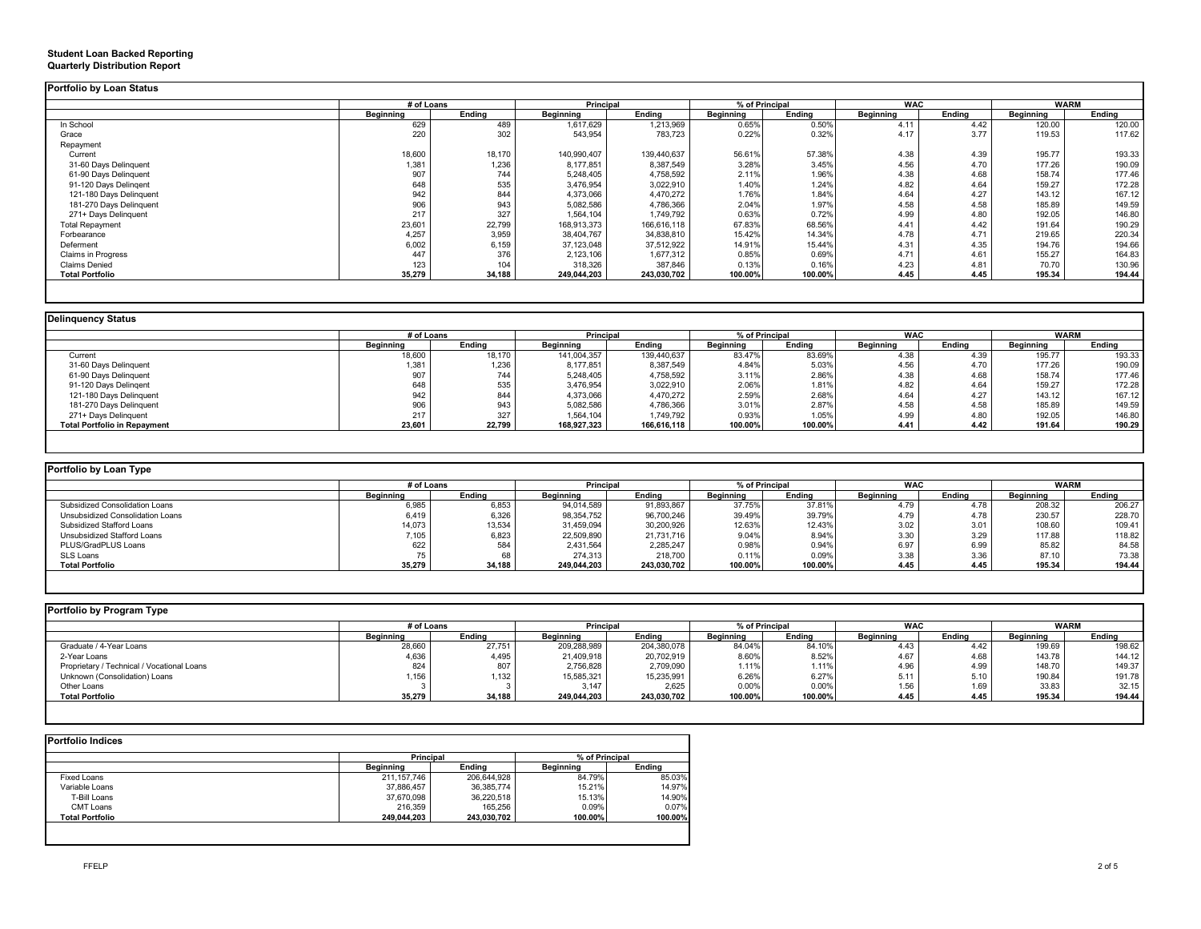**Student Loan Backed Reporting**
**Quarterly Distribution Report**

## Portfolio by Loan Status

| | # of Loans | | Principal | | % of Principal | | WAC | | WARM | |
|---|---|---|---|---|---|---|---|---|---|---|
| | Beginning | Ending | Beginning | Ending | Beginning | Ending | Beginning | Ending | Beginning | Ending |
| In School | 629 | 489 | 1,617,629 | 1,213,969 | 0.65% | 0.50% | 4.11 | 4.42 | 120.00 | 120.00 |
| Grace | 220 | 302 | 543,954 | 783,723 | 0.22% | 0.32% | 4.17 | 3.77 | 119.53 | 117.62 |
| Repayment | | | | | | | | | | |
| Current | 18,600 | 18,170 | 140,990,407 | 139,440,637 | 56.61% | 57.38% | 4.38 | 4.39 | 195.77 | 193.33 |
| 31-60 Days Delinquent | 1,381 | 1,236 | 8,177,851 | 8,387,549 | 3.28% | 3.45% | 4.56 | 4.70 | 177.26 | 190.09 |
| 61-90 Days Delinquent | 907 | 744 | 5,248,405 | 4,758,592 | 2.11% | 1.96% | 4.38 | 4.68 | 158.74 | 177.46 |
| 91-120 Days Delingent | 648 | 535 | 3,476,954 | 3,022,910 | 1.40% | 1.24% | 4.82 | 4.64 | 159.27 | 172.28 |
| 121-180 Days Delinquent | 942 | 844 | 4,373,066 | 4,470,272 | 1.76% | 1.84% | 4.64 | 4.27 | 143.12 | 167.12 |
| 181-270 Days Delinquent | 906 | 943 | 5,082,586 | 4,786,366 | 2.04% | 1.97% | 4.58 | 4.58 | 185.89 | 149.59 |
| 271+ Days Delinquent | 217 | 327 | 1,564,104 | 1,749,792 | 0.63% | 0.72% | 4.99 | 4.80 | 192.05 | 146.80 |
| Total Repayment | 23,601 | 22,799 | 168,913,373 | 166,616,118 | 67.83% | 68.56% | 4.41 | 4.42 | 191.64 | 190.29 |
| Forbearance | 4,257 | 3,959 | 38,404,767 | 34,838,810 | 15.42% | 14.34% | 4.78 | 4.71 | 219.65 | 220.34 |
| Deferment | 6,002 | 6,159 | 37,123,048 | 37,512,922 | 14.91% | 15.44% | 4.31 | 4.35 | 194.76 | 194.66 |
| Claims in Progress | 447 | 376 | 2,123,106 | 1,677,312 | 0.85% | 0.69% | 4.71 | 4.61 | 155.27 | 164.83 |
| Claims Denied | 123 | 104 | 318,326 | 387,846 | 0.13% | 0.16% | 4.23 | 4.81 | 70.70 | 130.96 |
| **Total Portfolio** | **35,279** | **34,188** | **249,044,203** | **243,030,702** | **100.00%** | **100.00%** | **4.45** | **4.45** | **195.34** | **194.44** |

## Delinquency Status

| | # of Loans | | Principal | | % of Principal | | WAC | | WARM | |
|---|---|---|---|---|---|---|---|---|---|---|
| | Beginning | Ending | Beginning | Ending | Beginning | Ending | Beginning | Ending | Beginning | Ending |
| Current | 18,600 | 18,170 | 141,004,357 | 139,440,637 | 83.47% | 83.69% | 4.38 | 4.39 | 195.77 | 193.33 |
| 31-60 Days Delinquent | 1,381 | 1,236 | 8,177,851 | 8,387,549 | 4.84% | 5.03% | 4.56 | 4.70 | 177.26 | 190.09 |
| 61-90 Days Delinquent | 907 | 744 | 5,248,405 | 4,758,592 | 3.11% | 2.86% | 4.38 | 4.68 | 158.74 | 177.46 |
| 91-120 Days Delingent | 648 | 535 | 3,476,954 | 3,022,910 | 2.06% | 1.81% | 4.82 | 4.64 | 159.27 | 172.28 |
| 121-180 Days Delinquent | 942 | 844 | 4,373,066 | 4,470,272 | 2.59% | 2.68% | 4.64 | 4.27 | 143.12 | 167.12 |
| 181-270 Days Delinquent | 906 | 943 | 5,082,586 | 4,786,366 | 3.01% | 2.87% | 4.58 | 4.58 | 185.89 | 149.59 |
| 271+ Days Delinquent | 217 | 327 | 1,564,104 | 1,749,792 | 0.93% | 1.05% | 4.99 | 4.80 | 192.05 | 146.80 |
| **Total Portfolio in Repayment** | **23,601** | **22,799** | **168,927,323** | **166,616,118** | **100.00%** | **100.00%** | **4.41** | **4.42** | **191.64** | **190.29** |

## Portfolio by Loan Type

| | # of Loans | | Principal | | % of Principal | | WAC | | WARM | |
|---|---|---|---|---|---|---|---|---|---|---|
| | Beginning | Ending | Beginning | Ending | Beginning | Ending | Beginning | Ending | Beginning | Ending |
| Subsidized Consolidation Loans | 6,985 | 6,853 | 94,014,589 | 91,893,867 | 37.75% | 37.81% | 4.79 | 4.78 | 208.32 | 206.27 |
| Unsubsidized Consolidation Loans | 6,419 | 6,326 | 98,354,752 | 96,700,246 | 39.49% | 39.79% | 4.79 | 4.78 | 230.57 | 228.70 |
| Subsidized Stafford Loans | 14,073 | 13,534 | 31,459,094 | 30,200,926 | 12.63% | 12.43% | 3.02 | 3.01 | 108.60 | 109.41 |
| Unsubsidized Stafford Loans | 7,105 | 6,823 | 22,509,890 | 21,731,716 | 9.04% | 8.94% | 3.30 | 3.29 | 117.88 | 118.82 |
| PLUS/GradPLUS Loans | 622 | 584 | 2,431,564 | 2,285,247 | 0.98% | 0.94% | 6.97 | 6.99 | 85.82 | 84.58 |
| SLS Loans | 75 | 68 | 274,313 | 218,700 | 0.11% | 0.09% | 3.38 | 3.36 | 87.10 | 73.38 |
| **Total Portfolio** | **35,279** | **34,188** | **249,044,203** | **243,030,702** | **100.00%** | **100.00%** | **4.45** | **4.45** | **195.34** | **194.44** |

## Portfolio by Program Type

| | # of Loans | | Principal | | % of Principal | | WAC | | WARM | |
|---|---|---|---|---|---|---|---|---|---|---|
| | Beginning | Ending | Beginning | Ending | Beginning | Ending | Beginning | Ending | Beginning | Ending |
| Graduate / 4-Year Loans | 28,660 | 27,751 | 209,288,989 | 204,380,078 | 84.04% | 84.10% | 4.43 | 4.42 | 199.69 | 198.62 |
| 2-Year Loans | 4,636 | 4,495 | 21,409,918 | 20,702,919 | 8.60% | 8.52% | 4.67 | 4.68 | 143.78 | 144.12 |
| Proprietary / Technical / Vocational Loans | 824 | 807 | 2,756,828 | 2,709,090 | 1.11% | 1.11% | 4.96 | 4.99 | 148.70 | 149.37 |
| Unknown (Consolidation) Loans | 1,156 | 1,132 | 15,585,321 | 15,235,991 | 6.26% | 6.27% | 5.11 | 5.10 | 190.84 | 191.78 |
| Other Loans | 3 | 3 | 3,147 | 2,625 | 0.00% | 0.00% | 1.56 | 1.69 | 33.83 | 32.15 |
| **Total Portfolio** | **35,279** | **34,188** | **249,044,203** | **243,030,702** | **100.00%** | **100.00%** | **4.45** | **4.45** | **195.34** | **194.44** |

## Portfolio Indices

| | Principal | | % of Principal | |
|---|---|---|---|---|
| | Beginning | Ending | Beginning | Ending |
| Fixed Loans | 211,157,746 | 206,644,928 | 84.79% | 85.03% |
| Variable Loans | 37,886,457 | 36,385,774 | 15.21% | 14.97% |
| T-Bill Loans | 37,670,098 | 36,220,518 | 15.13% | 14.90% |
| CMT Loans | 216,359 | 165,256 | 0.09% | 0.07% |
| **Total Portfolio** | **249,044,203** | **243,030,702** | **100.00%** | **100.00%** |

FFELP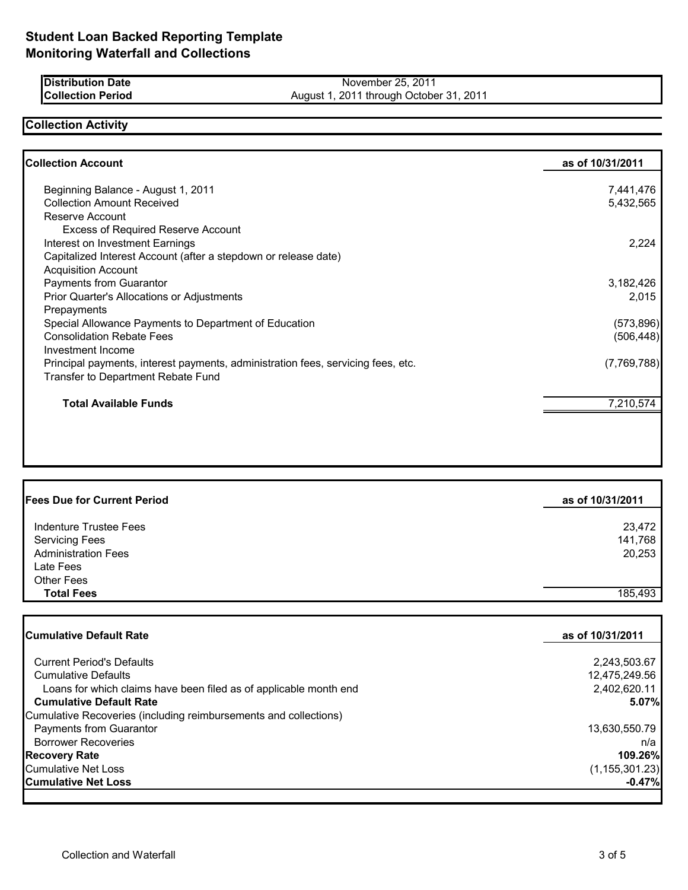# Student Loan Backed Reporting Template
## Monitoring Waterfall and Collections

| | |
|---|---|
| **Distribution Date** | November 25, 2011 |
| **Collection Period** | August 1, 2011 through October 31, 2011 |

## Collection Activity

| **Collection Account** | **as of 10/31/2011** |
|---|---|
| Beginning Balance - August 1, 2011 | 7,441,476 |
| Collection Amount Received | 5,432,565 |
| Reserve Account | |
| Excess of Required Reserve Account | |
| Interest on Investment Earnings | 2,224 |
| Capitalized Interest Account (after a stepdown or release date) | |
| Acquisition Account | |
| Payments from Guarantor | 3,182,426 |
| Prior Quarter's Allocations or Adjustments | 2,015 |
| Prepayments | |
| Special Allowance Payments to Department of Education | (573,896) |
| Consolidation Rebate Fees | (506,448) |
| Investment Income | |
| Principal payments, interest payments, administration fees, servicing fees, etc. | (7,769,788) |
| Transfer to Department Rebate Fund | |
| **Total Available Funds** | 7,210,574 |

| **Fees Due for Current Period** | **as of 10/31/2011** |
|---|---|
| Indenture Trustee Fees | 23,472 |
| Servicing Fees | 141,768 |
| Administration Fees | 20,253 |
| Late Fees | |
| Other Fees | |
| **Total Fees** | 185,493 |

| **Cumulative Default Rate** | **as of 10/31/2011** |
|---|---|
| Current Period's Defaults | 2,243,503.67 |
| Cumulative Defaults | 12,475,249.56 |
| Loans for which claims have been filed as of applicable month end | 2,402,620.11 |
| **Cumulative Default Rate** | **5.07%** |
| Cumulative Recoveries (including reimbursements and collections) | |
| Payments from Guarantor | 13,630,550.79 |
| Borrower Recoveries | n/a |
| **Recovery Rate** | **109.26%** |
| Cumulative Net Loss | (1,155,301.23) |
| **Cumulative Net Loss** | **-0.47%** |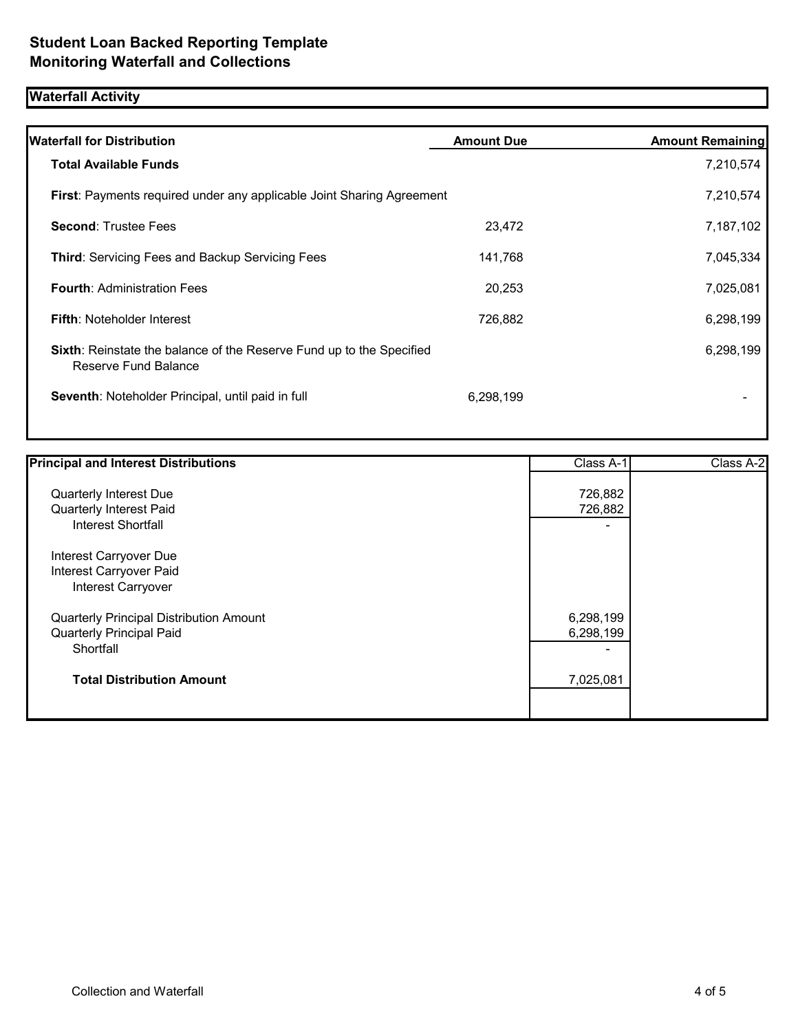# Student Loan Backed Reporting Template
## Monitoring Waterfall and Collections

### Waterfall Activity

| Waterfall for Distribution | Amount Due | Amount Remaining |
| --- | --- | --- |
| **Total Available Funds** | | 7,210,574 |
| **First**: Payments required under any applicable Joint Sharing Agreement | | 7,210,574 |
| **Second**: Trustee Fees | 23,472 | 7,187,102 |
| **Third**: Servicing Fees and Backup Servicing Fees | 141,768 | 7,045,334 |
| **Fourth**: Administration Fees | 20,253 | 7,025,081 |
| **Fifth**: Noteholder Interest | 726,882 | 6,298,199 |
| **Sixth**: Reinstate the balance of the Reserve Fund up to the Specified Reserve Fund Balance | | 6,298,199 |
| **Seventh**: Noteholder Principal, until paid in full | 6,298,199 | - |

| Principal and Interest Distributions | Class A-1 | Class A-2 |
| --- | --- | --- |
| Quarterly Interest Due | 726,882 | |
| Quarterly Interest Paid | 726,882 | |
| Interest Shortfall | - | |
| Interest Carryover Due | | |
| Interest Carryover Paid | | |
| Interest Carryover | | |
| Quarterly Principal Distribution Amount | 6,298,199 | |
| Quarterly Principal Paid | 6,298,199 | |
| Shortfall | - | |
| **Total Distribution Amount** | 7,025,081 | |

Collection and Waterfall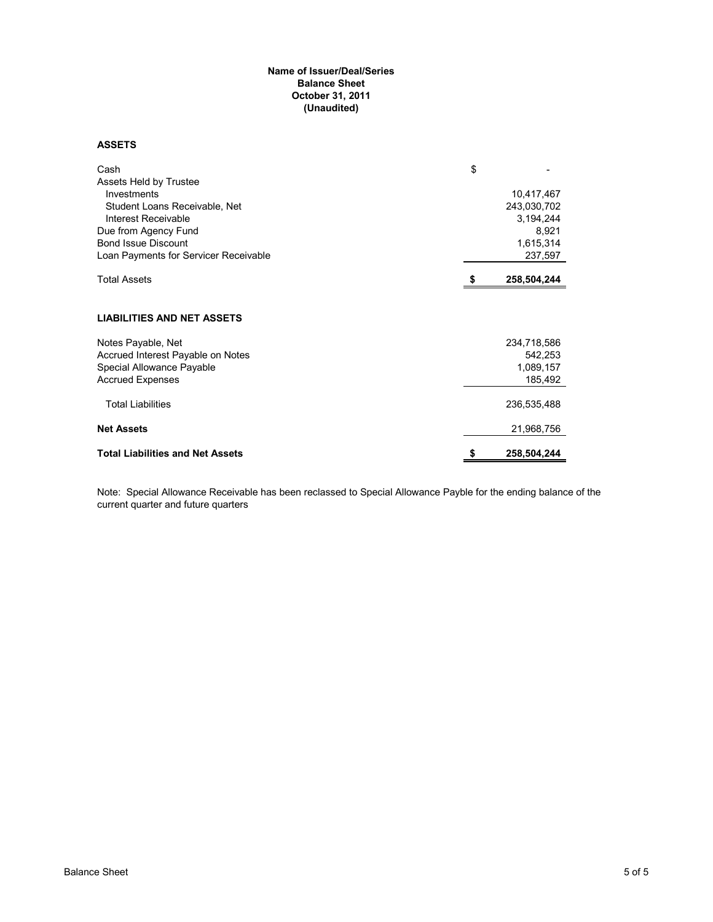**Name of Issuer/Deal/Series**
**Balance Sheet**
**October 31, 2011**
**(Unaudited)**

**ASSETS**

| | | |
|---|---|---|
| Cash | $ | - |
| Assets Held by Trustee | | |
| Investments | | 10,417,467 |
| Student Loans Receivable, Net | | 243,030,702 |
| Interest Receivable | | 3,194,244 |
| Due from Agency Fund | | 8,921 |
| Bond Issue Discount | | 1,615,314 |
| Loan Payments for Servicer Receivable | | 237,597 |
| Total Assets | **$** | **258,504,244** |

**LIABILITIES AND NET ASSETS**

| | | |
|---|---|---|
| Notes Payable, Net | | 234,718,586 |
| Accrued Interest Payable on Notes | | 542,253 |
| Special Allowance Payable | | 1,089,157 |
| Accrued Expenses | | 185,492 |
| Total Liabilities | | 236,535,488 |
| **Net Assets** | | 21,968,756 |
| **Total Liabilities and Net Assets** | **$** | **258,504,244** |

Note: Special Allowance Receivable has been reclassed to Special Allowance Payble for the ending balance of the current quarter and future quarters